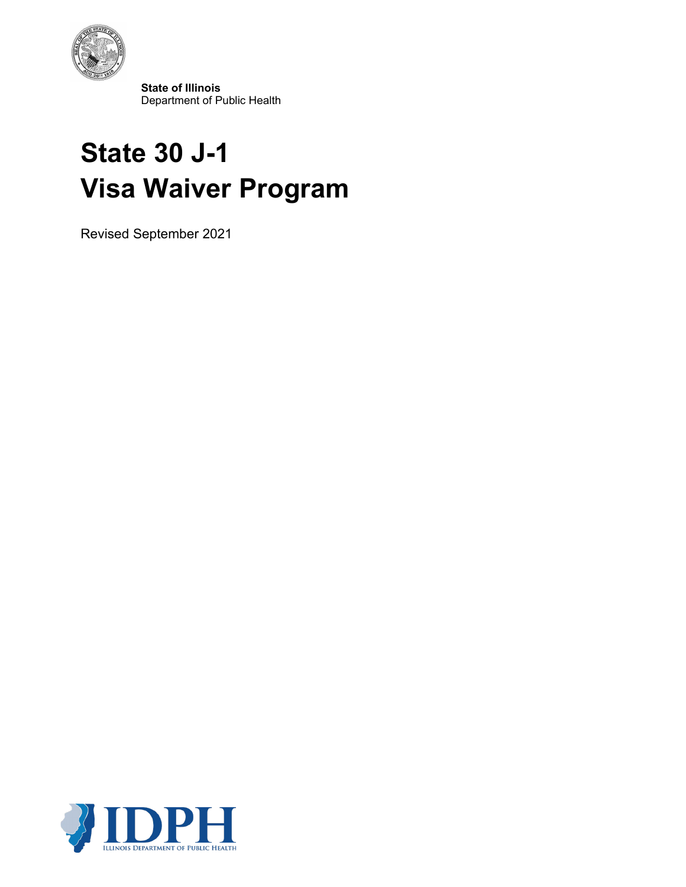**State of Illinois**
Department of Public Health

# State 30 J-1 Visa Waiver Program

Revised September 2021

IDPH
ILLINOIS DEPARTMENT OF PUBLIC HEALTH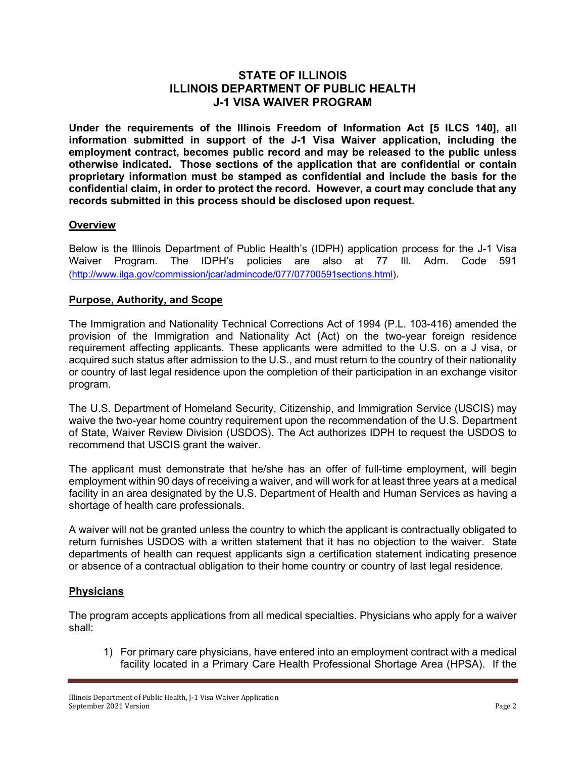# STATE OF ILLINOIS
# ILLINOIS DEPARTMENT OF PUBLIC HEALTH
# J-1 VISA WAIVER PROGRAM

**Under the requirements of the Illinois Freedom of Information Act [5 ILCS 140], all information submitted in support of the J-1 Visa Waiver application, including the employment contract, becomes public record and may be released to the public unless otherwise indicated. Those sections of the application that are confidential or contain proprietary information must be stamped as confidential and include the basis for the confidential claim, in order to protect the record. However, a court may conclude that any records submitted in this process should be disclosed upon request.**

## Overview

Below is the Illinois Department of Public Health's (IDPH) application process for the J-1 Visa Waiver Program. The IDPH's policies are also at 77 Ill. Adm. Code 591 (http://www.ilga.gov/commission/jcar/admincode/077/07700591sections.html).

## Purpose, Authority, and Scope

The Immigration and Nationality Technical Corrections Act of 1994 (P.L. 103-416) amended the provision of the Immigration and Nationality Act (Act) on the two-year foreign residence requirement affecting applicants. These applicants were admitted to the U.S. on a J visa, or acquired such status after admission to the U.S., and must return to the country of their nationality or country of last legal residence upon the completion of their participation in an exchange visitor program.

The U.S. Department of Homeland Security, Citizenship, and Immigration Service (USCIS) may waive the two-year home country requirement upon the recommendation of the U.S. Department of State, Waiver Review Division (USDOS). The Act authorizes IDPH to request the USDOS to recommend that USCIS grant the waiver.

The applicant must demonstrate that he/she has an offer of full-time employment, will begin employment within 90 days of receiving a waiver, and will work for at least three years at a medical facility in an area designated by the U.S. Department of Health and Human Services as having a shortage of health care professionals.

A waiver will not be granted unless the country to which the applicant is contractually obligated to return furnishes USDOS with a written statement that it has no objection to the waiver. State departments of health can request applicants sign a certification statement indicating presence or absence of a contractual obligation to their home country or country of last legal residence.

## Physicians

The program accepts applications from all medical specialties. Physicians who apply for a waiver shall:

1) For primary care physicians, have entered into an employment contract with a medical facility located in a Primary Care Health Professional Shortage Area (HPSA). If the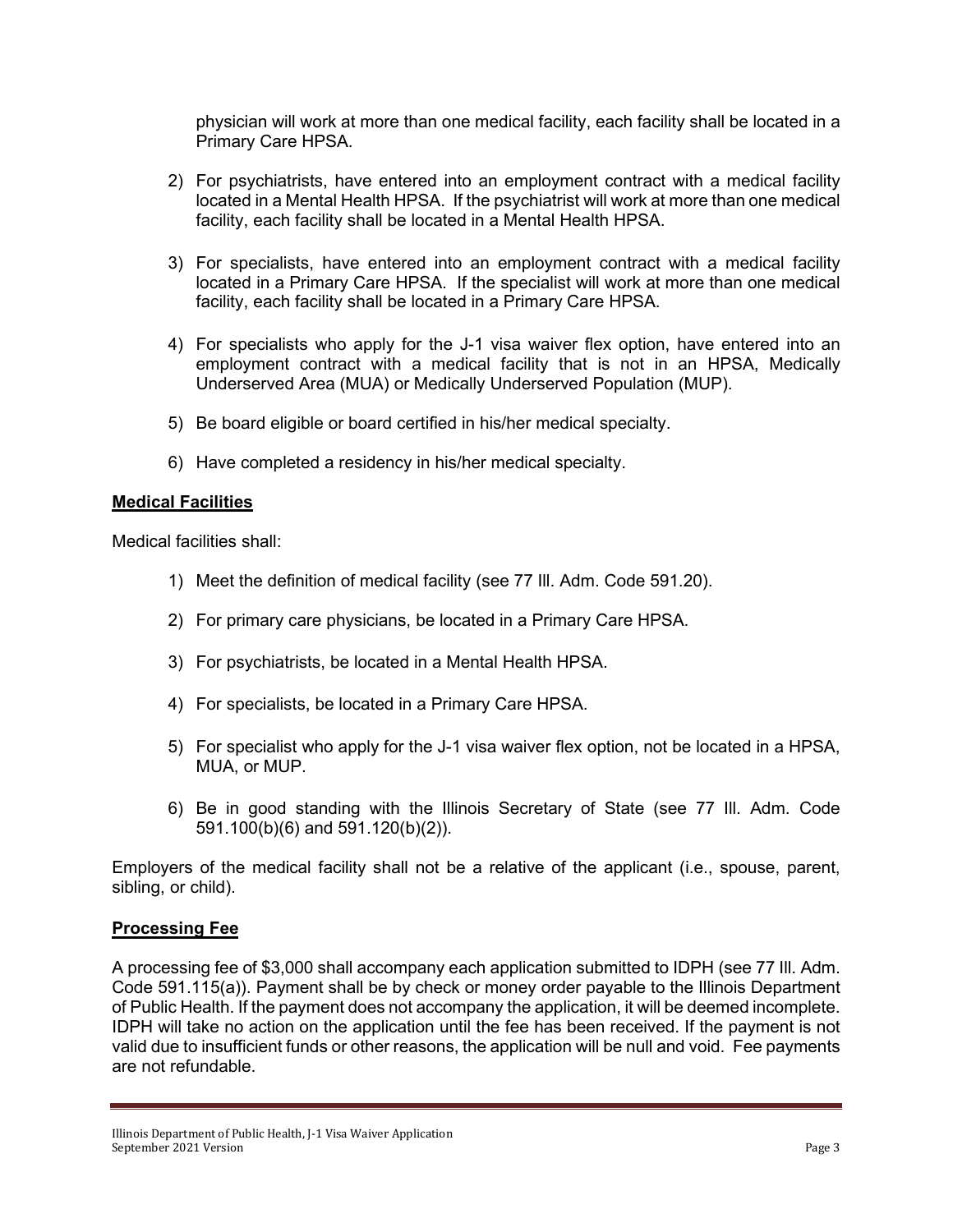physician will work at more than one medical facility, each facility shall be located in a Primary Care HPSA.

2) For psychiatrists, have entered into an employment contract with a medical facility located in a Mental Health HPSA. If the psychiatrist will work at more than one medical facility, each facility shall be located in a Mental Health HPSA.

3) For specialists, have entered into an employment contract with a medical facility located in a Primary Care HPSA. If the specialist will work at more than one medical facility, each facility shall be located in a Primary Care HPSA.

4) For specialists who apply for the J-1 visa waiver flex option, have entered into an employment contract with a medical facility that is not in an HPSA, Medically Underserved Area (MUA) or Medically Underserved Population (MUP).

5) Be board eligible or board certified in his/her medical specialty.

6) Have completed a residency in his/her medical specialty.

**Medical Facilities**

Medical facilities shall:

1) Meet the definition of medical facility (see 77 Ill. Adm. Code 591.20).

2) For primary care physicians, be located in a Primary Care HPSA.

3) For psychiatrists, be located in a Mental Health HPSA.

4) For specialists, be located in a Primary Care HPSA.

5) For specialist who apply for the J-1 visa waiver flex option, not be located in a HPSA, MUA, or MUP.

6) Be in good standing with the Illinois Secretary of State (see 77 Ill. Adm. Code 591.100(b)(6) and 591.120(b)(2)).

Employers of the medical facility shall not be a relative of the applicant (i.e., spouse, parent, sibling, or child).

**Processing Fee**

A processing fee of $3,000 shall accompany each application submitted to IDPH (see 77 Ill. Adm. Code 591.115(a)). Payment shall be by check or money order payable to the Illinois Department of Public Health. If the payment does not accompany the application, it will be deemed incomplete. IDPH will take no action on the application until the fee has been received. If the payment is not valid due to insufficient funds or other reasons, the application will be null and void. Fee payments are not refundable.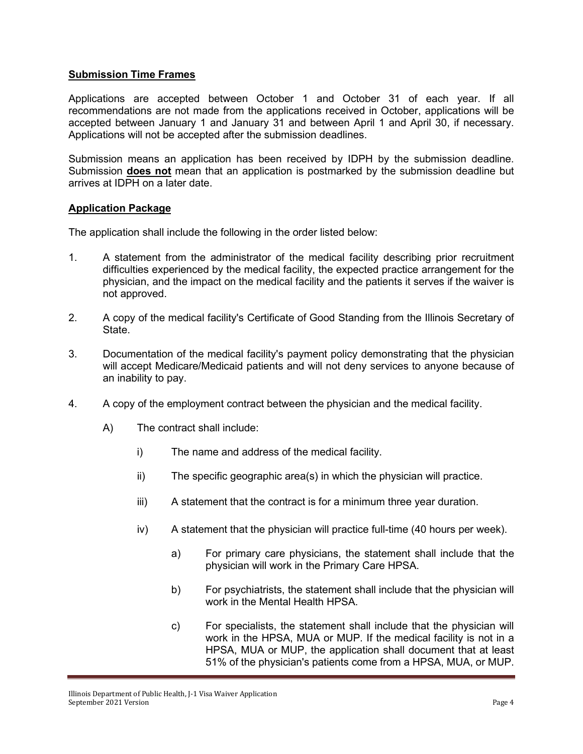**Submission Time Frames**

Applications are accepted between October 1 and October 31 of each year. If all recommendations are not made from the applications received in October, applications will be accepted between January 1 and January 31 and between April 1 and April 30, if necessary. Applications will not be accepted after the submission deadlines.

Submission means an application has been received by IDPH by the submission deadline. Submission **does not** mean that an application is postmarked by the submission deadline but arrives at IDPH on a later date.

**Application Package**

The application shall include the following in the order listed below:

1. A statement from the administrator of the medical facility describing prior recruitment difficulties experienced by the medical facility, the expected practice arrangement for the physician, and the impact on the medical facility and the patients it serves if the waiver is not approved.

2. A copy of the medical facility's Certificate of Good Standing from the Illinois Secretary of State.

3. Documentation of the medical facility's payment policy demonstrating that the physician will accept Medicare/Medicaid patients and will not deny services to anyone because of an inability to pay.

4. A copy of the employment contract between the physician and the medical facility.

   A) The contract shall include:

      i) The name and address of the medical facility.

      ii) The specific geographic area(s) in which the physician will practice.

      iii) A statement that the contract is for a minimum three year duration.

      iv) A statement that the physician will practice full-time (40 hours per week).

         a) For primary care physicians, the statement shall include that the physician will work in the Primary Care HPSA.

         b) For psychiatrists, the statement shall include that the physician will work in the Mental Health HPSA.

         c) For specialists, the statement shall include that the physician will work in the HPSA, MUA or MUP. If the medical facility is not in a HPSA, MUA or MUP, the application shall document that at least 51% of the physician's patients come from a HPSA, MUA, or MUP.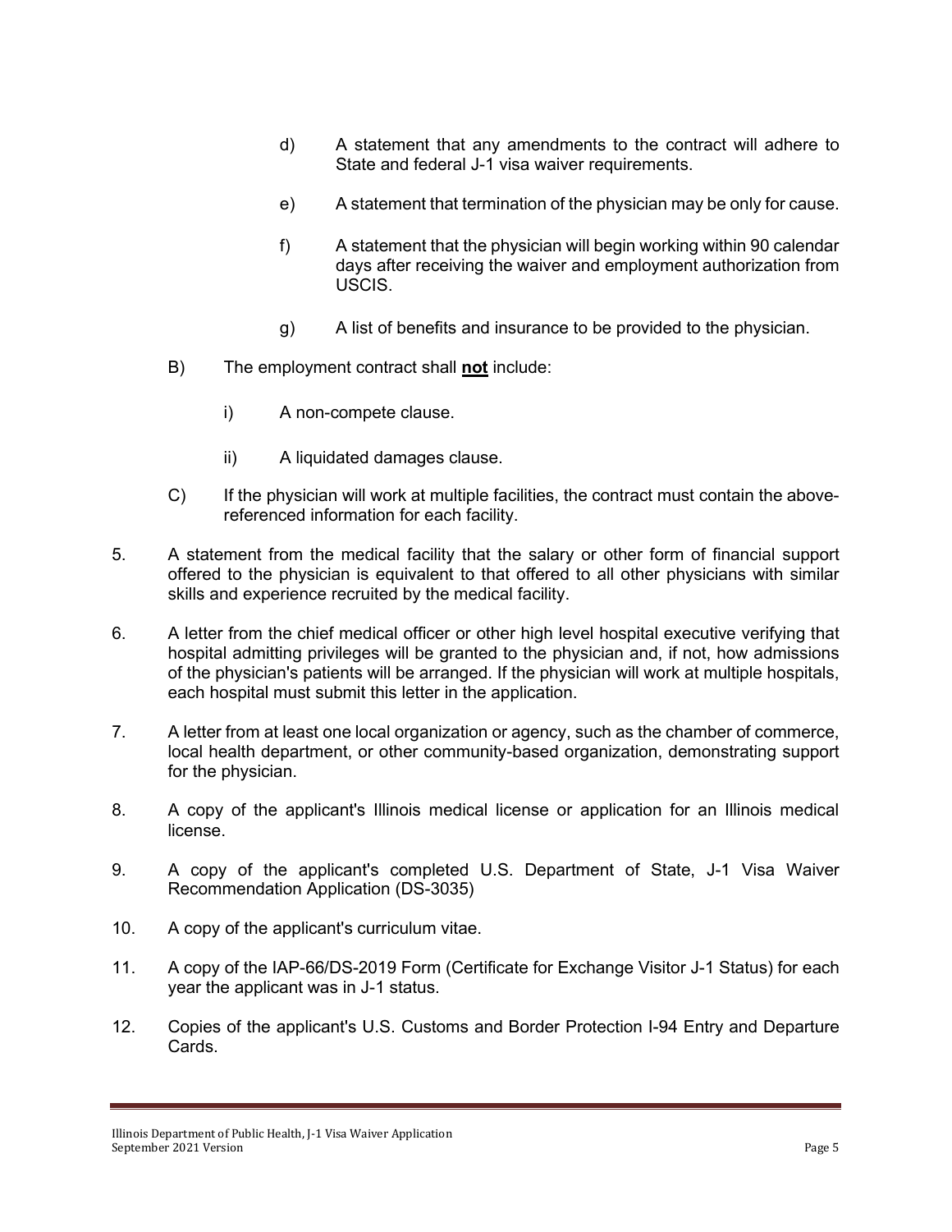d) A statement that any amendments to the contract will adhere to State and federal J-1 visa waiver requirements.

e) A statement that termination of the physician may be only for cause.

f) A statement that the physician will begin working within 90 calendar days after receiving the waiver and employment authorization from USCIS.

g) A list of benefits and insurance to be provided to the physician.

B) The employment contract shall **not** include:

i) A non-compete clause.

ii) A liquidated damages clause.

C) If the physician will work at multiple facilities, the contract must contain the above-referenced information for each facility.

5. A statement from the medical facility that the salary or other form of financial support offered to the physician is equivalent to that offered to all other physicians with similar skills and experience recruited by the medical facility.

6. A letter from the chief medical officer or other high level hospital executive verifying that hospital admitting privileges will be granted to the physician and, if not, how admissions of the physician's patients will be arranged. If the physician will work at multiple hospitals, each hospital must submit this letter in the application.

7. A letter from at least one local organization or agency, such as the chamber of commerce, local health department, or other community-based organization, demonstrating support for the physician.

8. A copy of the applicant's Illinois medical license or application for an Illinois medical license.

9. A copy of the applicant's completed U.S. Department of State, J-1 Visa Waiver Recommendation Application (DS-3035)

10. A copy of the applicant's curriculum vitae.

11. A copy of the IAP-66/DS-2019 Form (Certificate for Exchange Visitor J-1 Status) for each year the applicant was in J-1 status.

12. Copies of the applicant's U.S. Customs and Border Protection I-94 Entry and Departure Cards.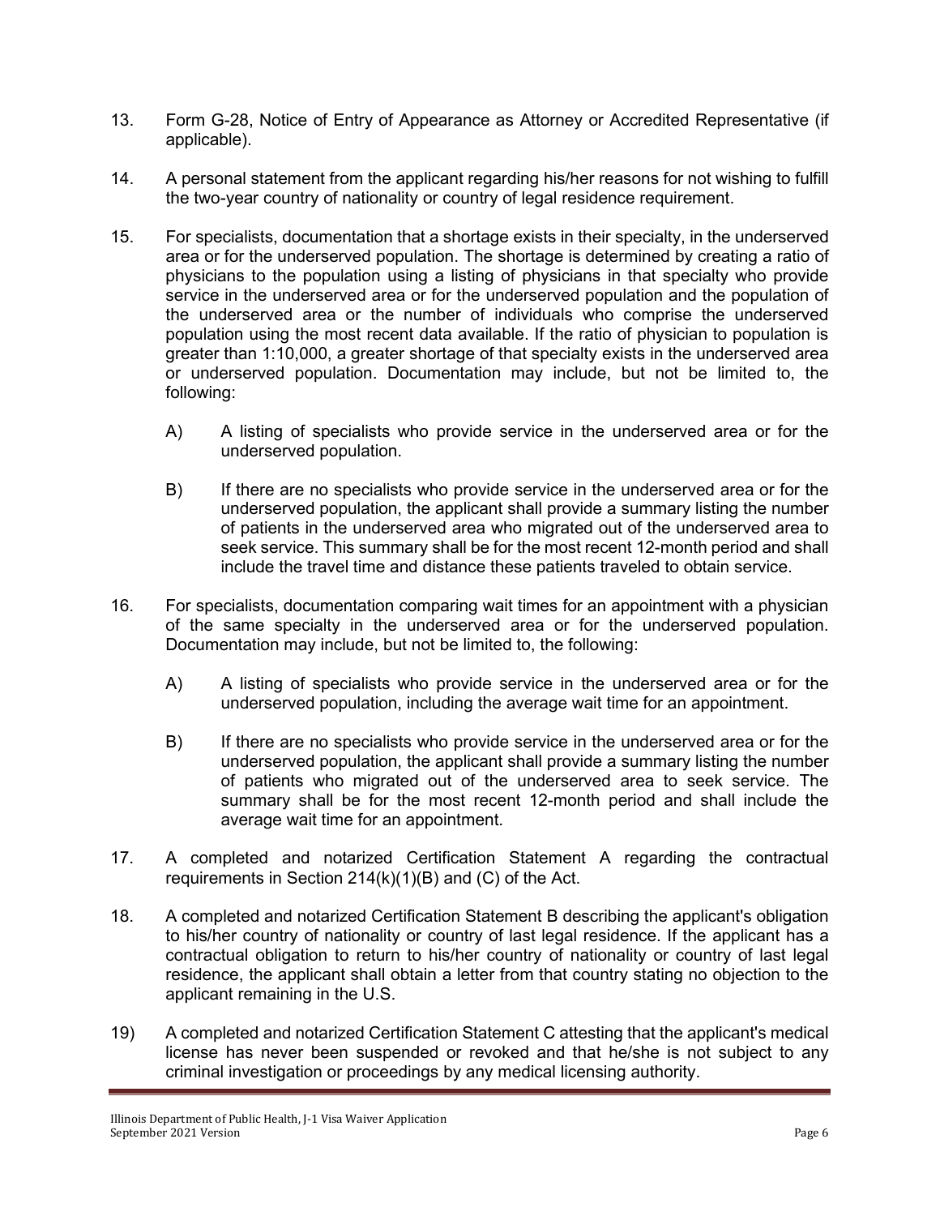13. Form G-28, Notice of Entry of Appearance as Attorney or Accredited Representative (if applicable).

14. A personal statement from the applicant regarding his/her reasons for not wishing to fulfill the two-year country of nationality or country of legal residence requirement.

15. For specialists, documentation that a shortage exists in their specialty, in the underserved area or for the underserved population. The shortage is determined by creating a ratio of physicians to the population using a listing of physicians in that specialty who provide service in the underserved area or for the underserved population and the population of the underserved area or the number of individuals who comprise the underserved population using the most recent data available. If the ratio of physician to population is greater than 1:10,000, a greater shortage of that specialty exists in the underserved area or underserved population. Documentation may include, but not be limited to, the following:

    A) A listing of specialists who provide service in the underserved area or for the underserved population.

    B) If there are no specialists who provide service in the underserved area or for the underserved population, the applicant shall provide a summary listing the number of patients in the underserved area who migrated out of the underserved area to seek service. This summary shall be for the most recent 12-month period and shall include the travel time and distance these patients traveled to obtain service.

16. For specialists, documentation comparing wait times for an appointment with a physician of the same specialty in the underserved area or for the underserved population. Documentation may include, but not be limited to, the following:

    A) A listing of specialists who provide service in the underserved area or for the underserved population, including the average wait time for an appointment.

    B) If there are no specialists who provide service in the underserved area or for the underserved population, the applicant shall provide a summary listing the number of patients who migrated out of the underserved area to seek service. The summary shall be for the most recent 12-month period and shall include the average wait time for an appointment.

17. A completed and notarized Certification Statement A regarding the contractual requirements in Section 214(k)(1)(B) and (C) of the Act.

18. A completed and notarized Certification Statement B describing the applicant's obligation to his/her country of nationality or country of last legal residence. If the applicant has a contractual obligation to return to his/her country of nationality or country of last legal residence, the applicant shall obtain a letter from that country stating no objection to the applicant remaining in the U.S.

19) A completed and notarized Certification Statement C attesting that the applicant's medical license has never been suspended or revoked and that he/she is not subject to any criminal investigation or proceedings by any medical licensing authority.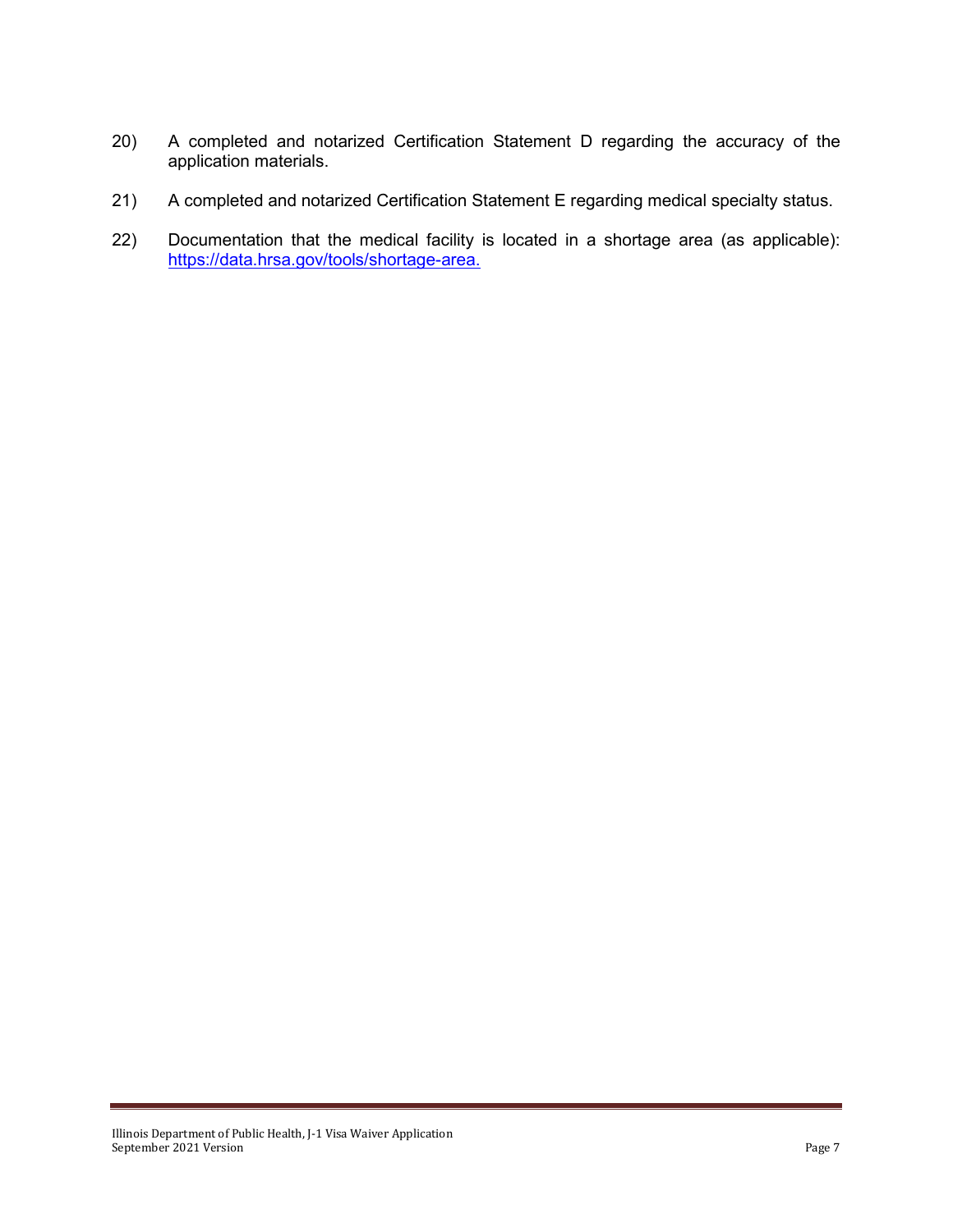20) A completed and notarized Certification Statement D regarding the accuracy of the application materials.

21) A completed and notarized Certification Statement E regarding medical specialty status.

22) Documentation that the medical facility is located in a shortage area (as applicable): https://data.hrsa.gov/tools/shortage-area.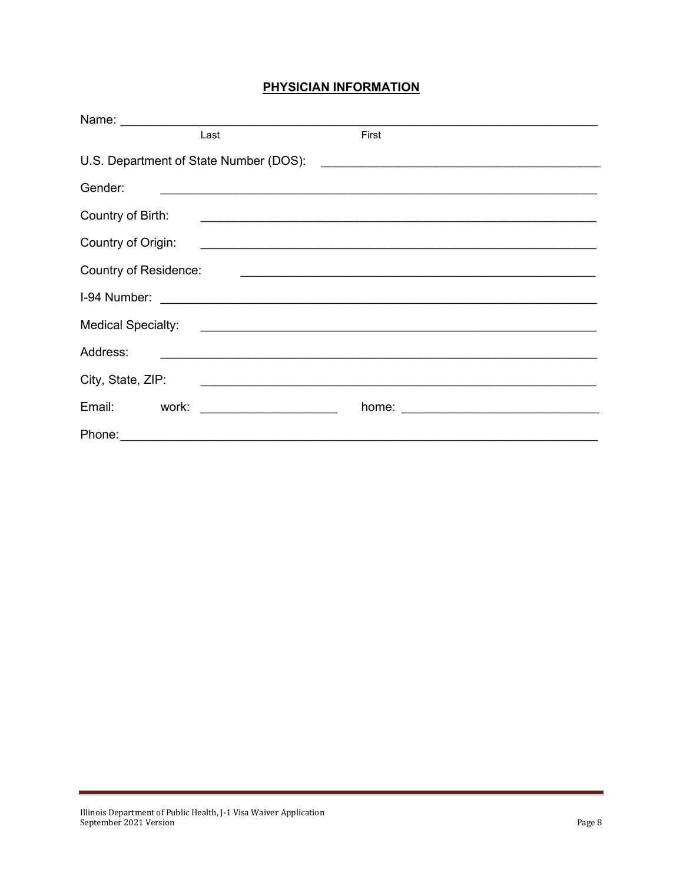## PHYSICIAN INFORMATION

Name: ______________________________________________________________________
Last First

U.S. Department of State Number (DOS): ________________________________________

Gender: ____________________________________________________________________

Country of Birth: _____________________________________________________________

Country of Origin: ____________________________________________________________

Country of Residence: _________________________________________________________

I-94 Number: _________________________________________________________________

Medical Specialty: _____________________________________________________________

Address: ______________________________________________________________________

City, State, ZIP: _______________________________________________________________

Email: work: ____________________ home: ____________________________

Phone: ________________________________________________________________________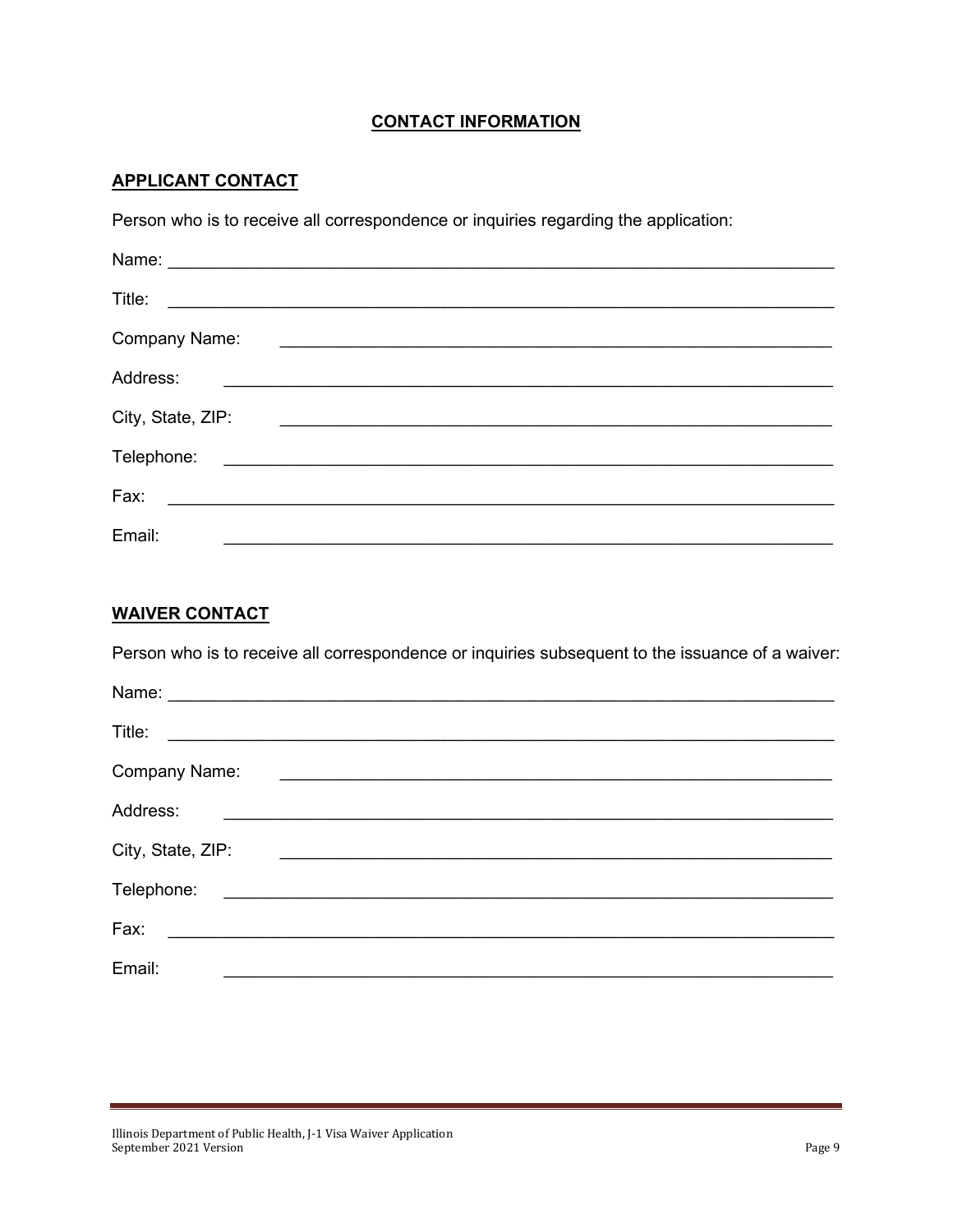# CONTACT INFORMATION

## APPLICANT CONTACT

Person who is to receive all correspondence or inquiries regarding the application:

Name: ___________________________________________________________________

Title: ___________________________________________________________________

Company Name: ___________________________________________________________

Address: ________________________________________________________________

City, State, ZIP: __________________________________________________________

Telephone: ______________________________________________________________

Fax: ____________________________________________________________________

Email: __________________________________________________________________

## WAIVER CONTACT

Person who is to receive all correspondence or inquiries subsequent to the issuance of a waiver:

Name: ___________________________________________________________________

Title: ___________________________________________________________________

Company Name: ___________________________________________________________

Address: ________________________________________________________________

City, State, ZIP: __________________________________________________________

Telephone: ______________________________________________________________

Fax: ____________________________________________________________________

Email: __________________________________________________________________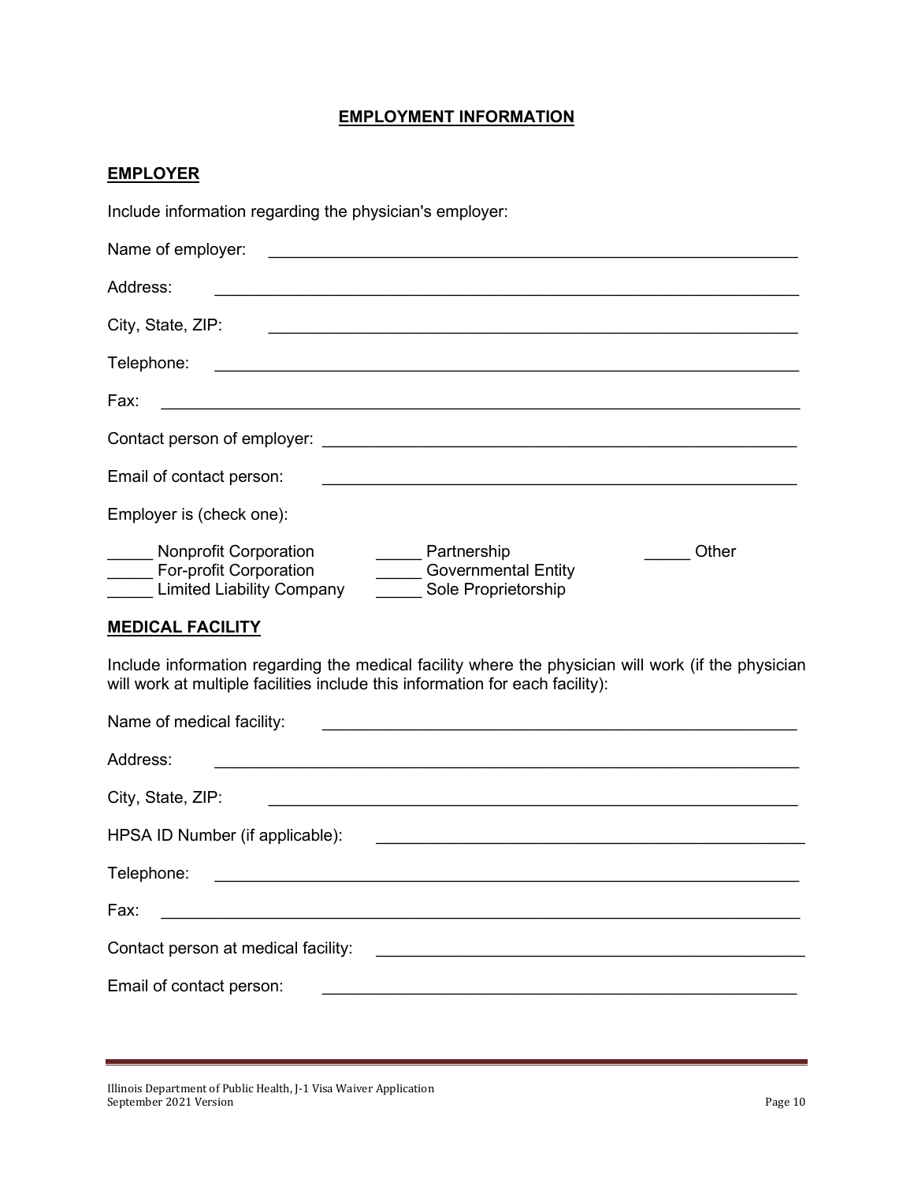## EMPLOYMENT INFORMATION

### EMPLOYER

Include information regarding the physician's employer:

Name of employer: ____________________________________________________________

Address: ____________________________________________________________

City, State, ZIP: ____________________________________________________________

Telephone: ____________________________________________________________

Fax: ____________________________________________________________

Contact person of employer: ____________________________________________________________

Email of contact person: ____________________________________________________________

Employer is (check one):

_____ Nonprofit Corporation
_____ For-profit Corporation
_____ Limited Liability Company
_____ Partnership
_____ Governmental Entity
_____ Sole Proprietorship
_____ Other

### MEDICAL FACILITY

Include information regarding the medical facility where the physician will work (if the physician will work at multiple facilities include this information for each facility):

Name of medical facility: ____________________________________________________________

Address: ____________________________________________________________

City, State, ZIP: ____________________________________________________________

HPSA ID Number (if applicable): ____________________________________________________________

Telephone: ____________________________________________________________

Fax: ____________________________________________________________

Contact person at medical facility: ____________________________________________________________

Email of contact person: ____________________________________________________________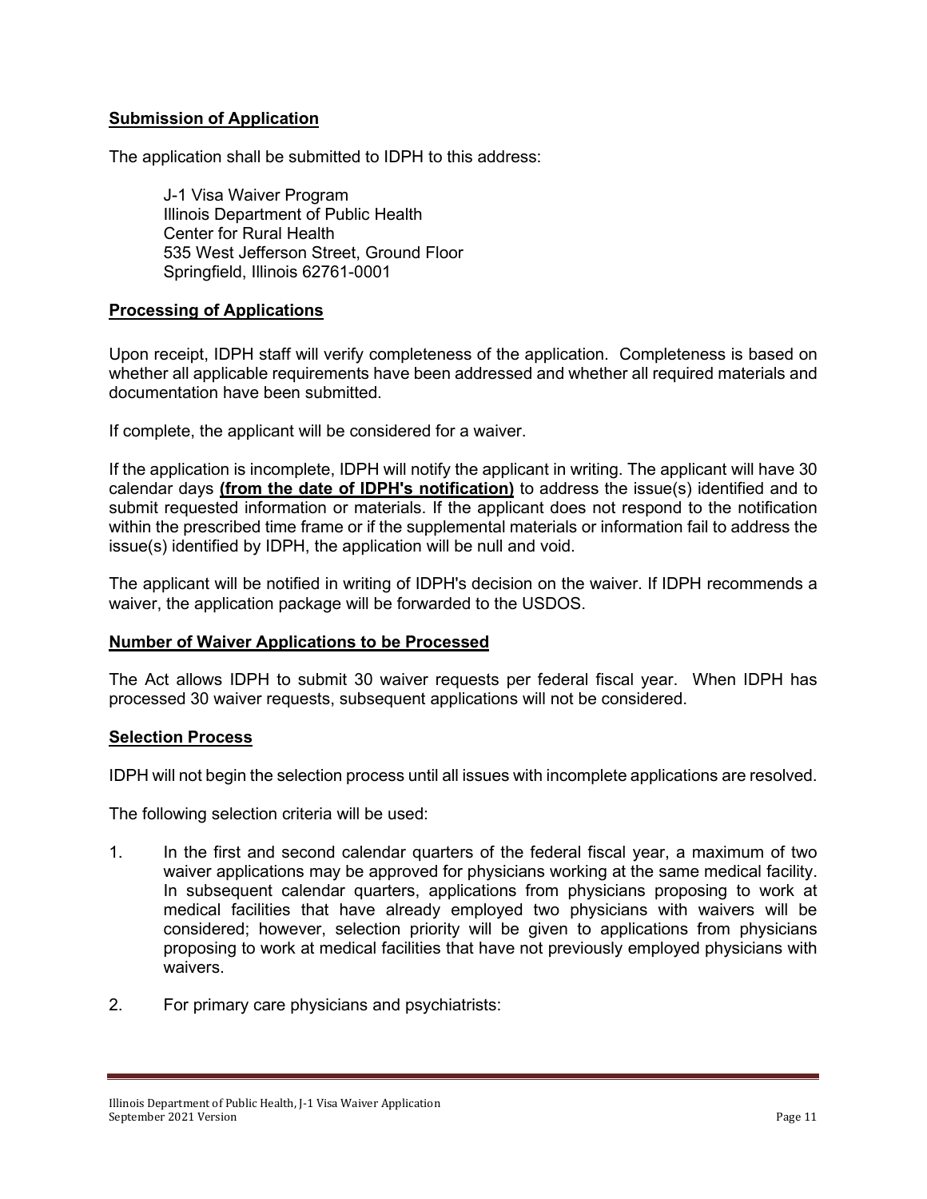## Submission of Application

The application shall be submitted to IDPH to this address:

J-1 Visa Waiver Program
Illinois Department of Public Health
Center for Rural Health
535 West Jefferson Street, Ground Floor
Springfield, Illinois 62761-0001

## Processing of Applications

Upon receipt, IDPH staff will verify completeness of the application. Completeness is based on whether all applicable requirements have been addressed and whether all required materials and documentation have been submitted.

If complete, the applicant will be considered for a waiver.

If the application is incomplete, IDPH will notify the applicant in writing. The applicant will have 30 calendar days **(from the date of IDPH's notification)** to address the issue(s) identified and to submit requested information or materials. If the applicant does not respond to the notification within the prescribed time frame or if the supplemental materials or information fail to address the issue(s) identified by IDPH, the application will be null and void.

The applicant will be notified in writing of IDPH's decision on the waiver. If IDPH recommends a waiver, the application package will be forwarded to the USDOS.

## Number of Waiver Applications to be Processed

The Act allows IDPH to submit 30 waiver requests per federal fiscal year. When IDPH has processed 30 waiver requests, subsequent applications will not be considered.

## Selection Process

IDPH will not begin the selection process until all issues with incomplete applications are resolved.

The following selection criteria will be used:

1. In the first and second calendar quarters of the federal fiscal year, a maximum of two waiver applications may be approved for physicians working at the same medical facility. In subsequent calendar quarters, applications from physicians proposing to work at medical facilities that have already employed two physicians with waivers will be considered; however, selection priority will be given to applications from physicians proposing to work at medical facilities that have not previously employed physicians with waivers.

2. For primary care physicians and psychiatrists: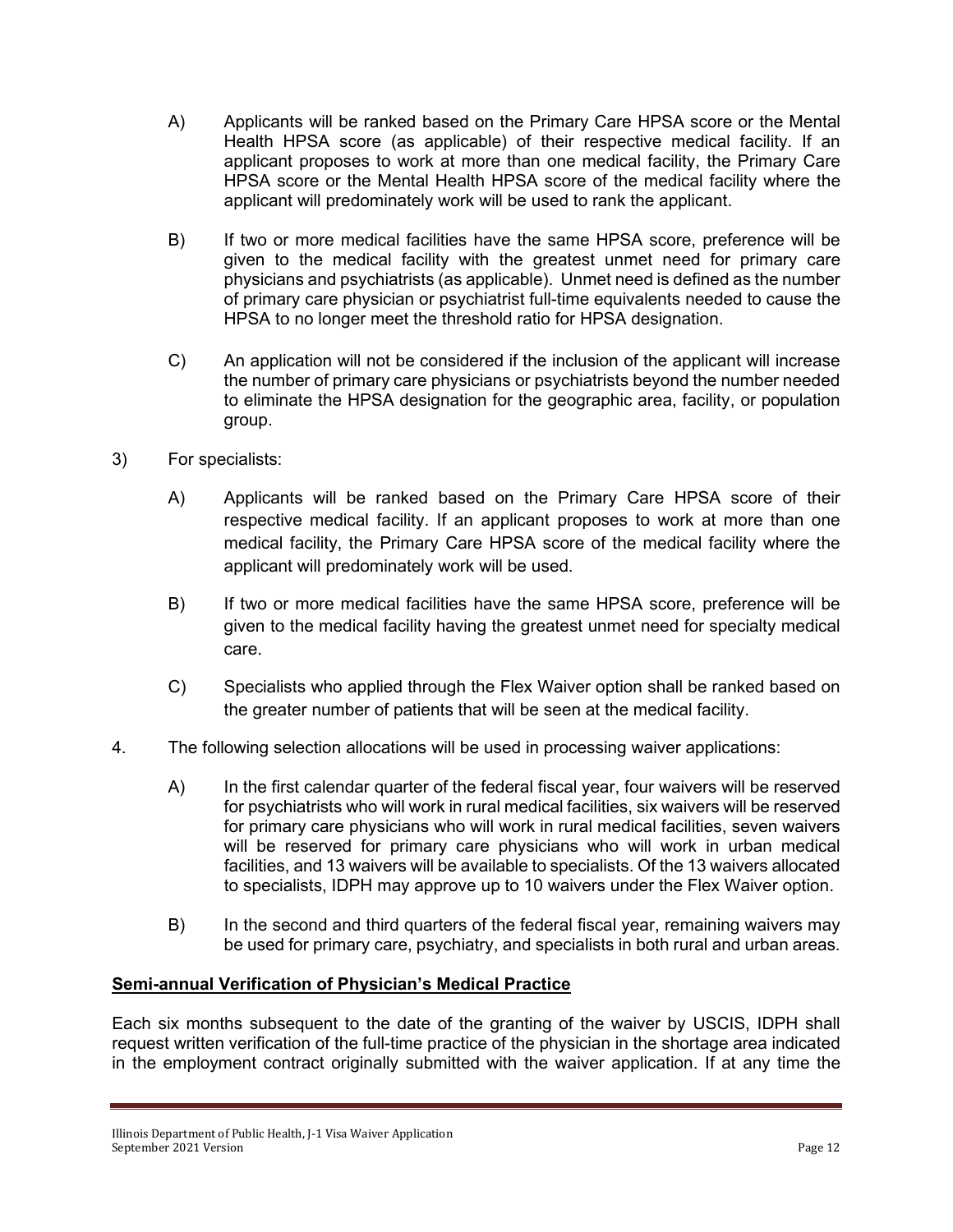A) Applicants will be ranked based on the Primary Care HPSA score or the Mental Health HPSA score (as applicable) of their respective medical facility. If an applicant proposes to work at more than one medical facility, the Primary Care HPSA score or the Mental Health HPSA score of the medical facility where the applicant will predominately work will be used to rank the applicant.

B) If two or more medical facilities have the same HPSA score, preference will be given to the medical facility with the greatest unmet need for primary care physicians and psychiatrists (as applicable). Unmet need is defined as the number of primary care physician or psychiatrist full-time equivalents needed to cause the HPSA to no longer meet the threshold ratio for HPSA designation.

C) An application will not be considered if the inclusion of the applicant will increase the number of primary care physicians or psychiatrists beyond the number needed to eliminate the HPSA designation for the geographic area, facility, or population group.

3) For specialists:

A) Applicants will be ranked based on the Primary Care HPSA score of their respective medical facility. If an applicant proposes to work at more than one medical facility, the Primary Care HPSA score of the medical facility where the applicant will predominately work will be used.

B) If two or more medical facilities have the same HPSA score, preference will be given to the medical facility having the greatest unmet need for specialty medical care.

C) Specialists who applied through the Flex Waiver option shall be ranked based on the greater number of patients that will be seen at the medical facility.

4. The following selection allocations will be used in processing waiver applications:

A) In the first calendar quarter of the federal fiscal year, four waivers will be reserved for psychiatrists who will work in rural medical facilities, six waivers will be reserved for primary care physicians who will work in rural medical facilities, seven waivers will be reserved for primary care physicians who will work in urban medical facilities, and 13 waivers will be available to specialists. Of the 13 waivers allocated to specialists, IDPH may approve up to 10 waivers under the Flex Waiver option.

B) In the second and third quarters of the federal fiscal year, remaining waivers may be used for primary care, psychiatry, and specialists in both rural and urban areas.

**Semi-annual Verification of Physician's Medical Practice**

Each six months subsequent to the date of the granting of the waiver by USCIS, IDPH shall request written verification of the full-time practice of the physician in the shortage area indicated in the employment contract originally submitted with the waiver application. If at any time the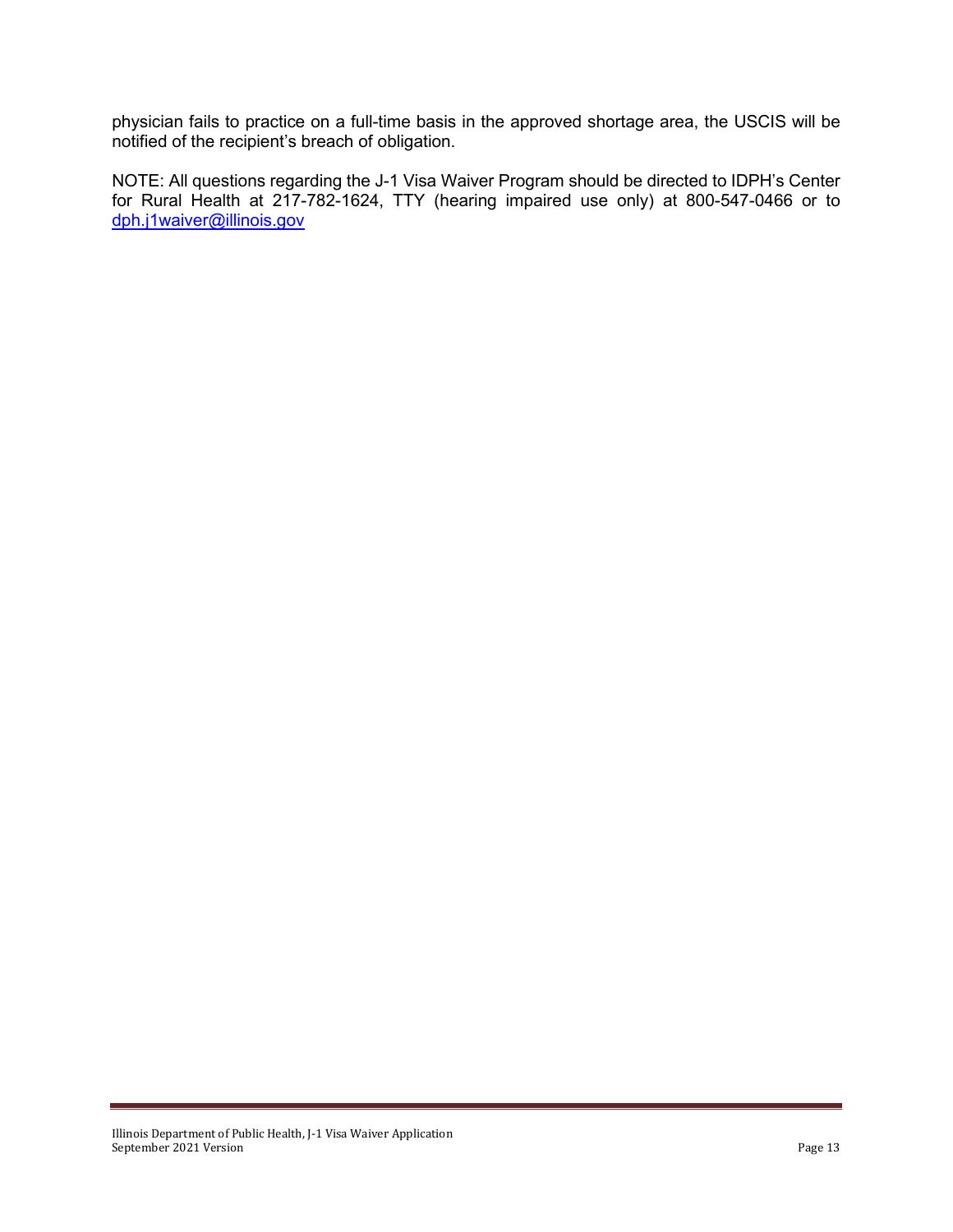physician fails to practice on a full-time basis in the approved shortage area, the USCIS will be notified of the recipient's breach of obligation.

NOTE: All questions regarding the J-1 Visa Waiver Program should be directed to IDPH's Center for Rural Health at 217-782-1624, TTY (hearing impaired use only) at 800-547-0466 or to dph.j1waiver@illinois.gov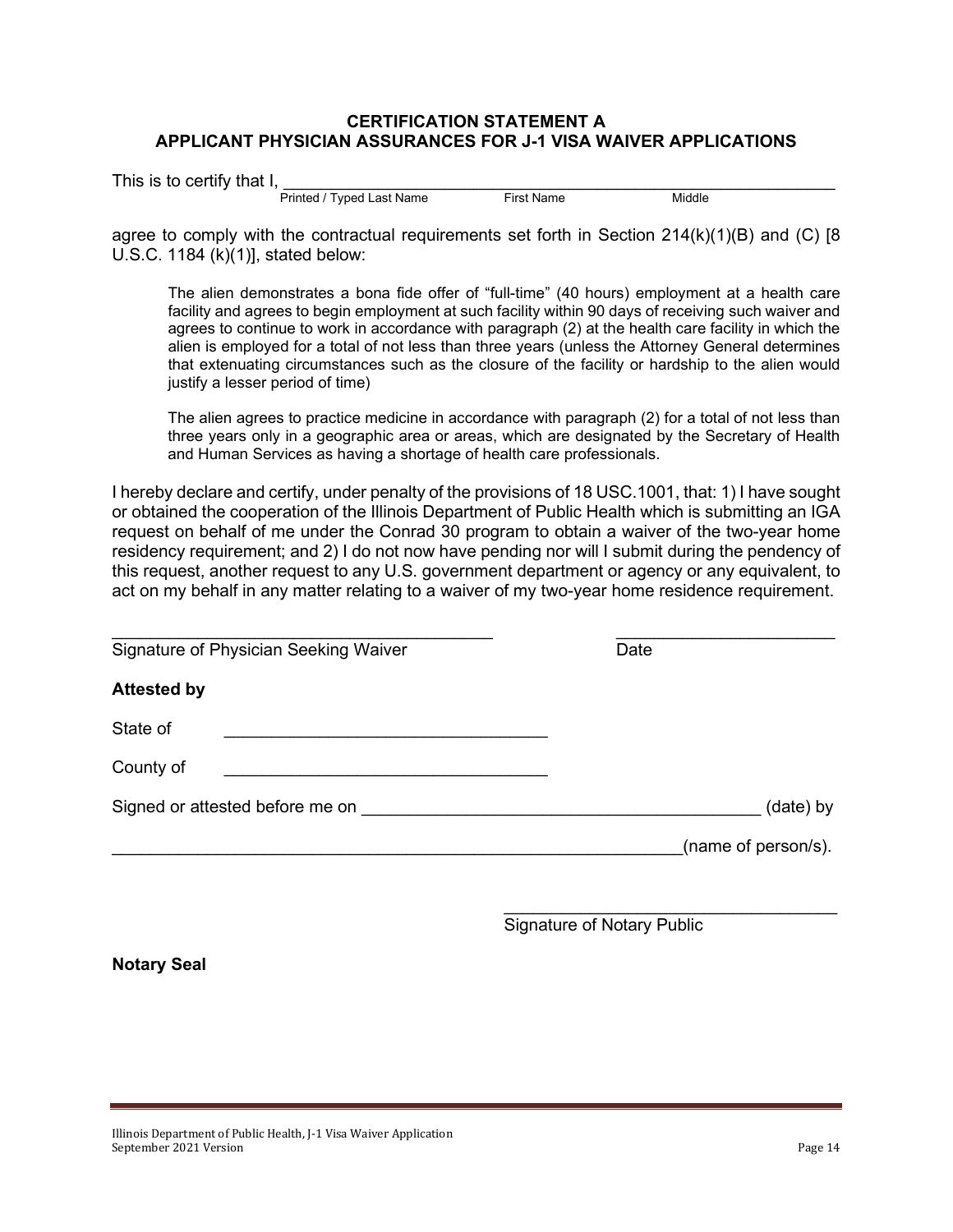**CERTIFICATION STATEMENT A**
**APPLICANT PHYSICIAN ASSURANCES FOR J-1 VISA WAIVER APPLICATIONS**

This is to certify that I, ____________________________________________________________
Printed / Typed Last Name First Name Middle

agree to comply with the contractual requirements set forth in Section 214(k)(1)(B) and (C) [8 U.S.C. 1184 (k)(1)], stated below:

> The alien demonstrates a bona fide offer of "full-time" (40 hours) employment at a health care facility and agrees to begin employment at such facility within 90 days of receiving such waiver and agrees to continue to work in accordance with paragraph (2) at the health care facility in which the alien is employed for a total of not less than three years (unless the Attorney General determines that extenuating circumstances such as the closure of the facility or hardship to the alien would justify a lesser period of time)
>
> The alien agrees to practice medicine in accordance with paragraph (2) for a total of not less than three years only in a geographic area or areas, which are designated by the Secretary of Health and Human Services as having a shortage of health care professionals.

I hereby declare and certify, under penalty of the provisions of 18 USC.1001, that: 1) I have sought or obtained the cooperation of the Illinois Department of Public Health which is submitting an IGA request on behalf of me under the Conrad 30 program to obtain a waiver of the two-year home residency requirement; and 2) I do not now have pending nor will I submit during the pendency of this request, another request to any U.S. government department or agency or any equivalent, to act on my behalf in any matter relating to a waiver of my two-year home residence requirement.

________________________________________ ______________________
Signature of Physician Seeking Waiver Date

**Attested by**

State of ________________________________

County of ________________________________

Signed or attested before me on ________________________________________ (date) by

____________________________________________________________(name of person/s).

____________________________________
Signature of Notary Public

**Notary Seal**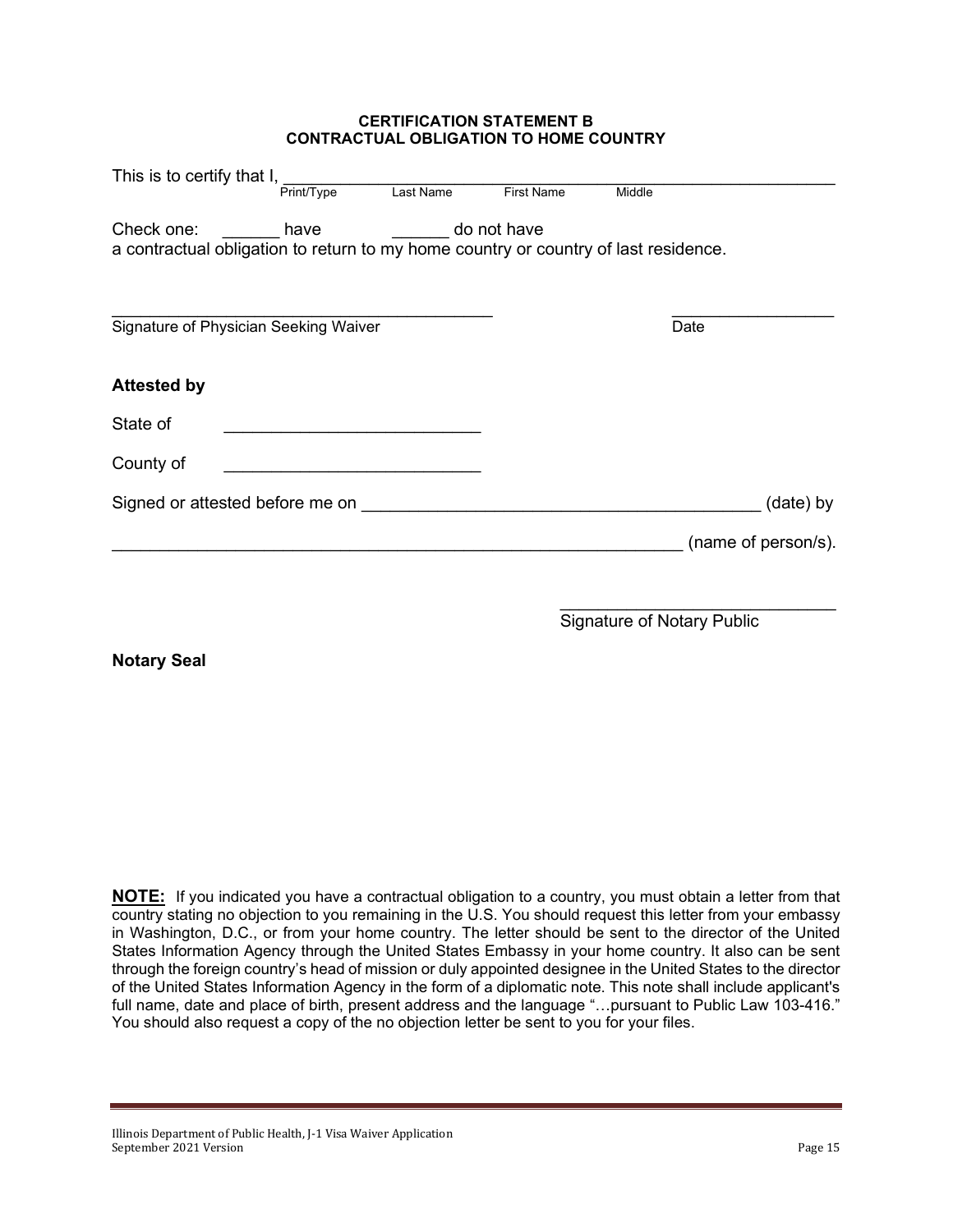**CERTIFICATION STATEMENT B**
**CONTRACTUAL OBLIGATION TO HOME COUNTRY**

This is to certify that I, ____________________________________________________________
Print/Type Last Name First Name Middle

Check one: ______ have ______ do not have
a contractual obligation to return to my home country or country of last residence.

__________________________________________ ________________
Signature of Physician Seeking Waiver Date

**Attested by**

State of ___________________________

County of ___________________________

Signed or attested before me on __________________________________________ (date) by

____________________________________________________________ (name of person/s).

______________________________
Signature of Notary Public

**Notary Seal**

**NOTE:** If you indicated you have a contractual obligation to a country, you must obtain a letter from that country stating no objection to you remaining in the U.S. You should request this letter from your embassy in Washington, D.C., or from your home country. The letter should be sent to the director of the United States Information Agency through the United States Embassy in your home country. It also can be sent through the foreign country's head of mission or duly appointed designee in the United States to the director of the United States Information Agency in the form of a diplomatic note. This note shall include applicant's full name, date and place of birth, present address and the language "…pursuant to Public Law 103-416." You should also request a copy of the no objection letter be sent to you for your files.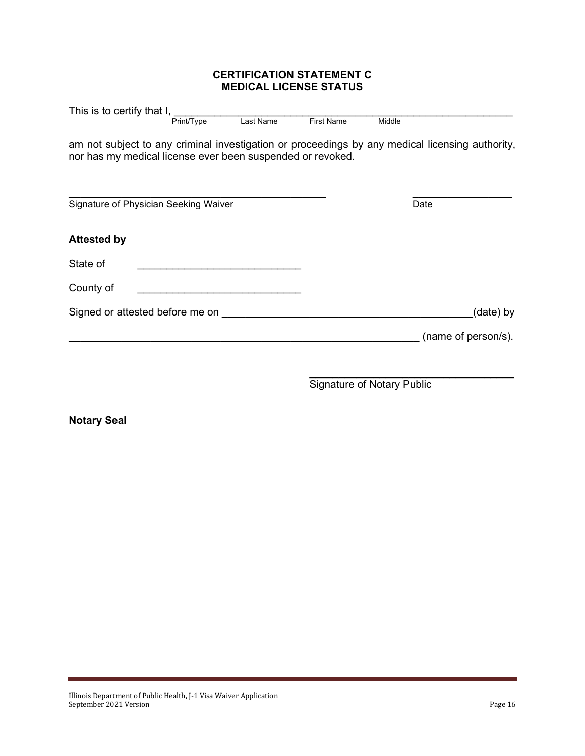## CERTIFICATION STATEMENT C
## MEDICAL LICENSE STATUS

This is to certify that I, ____________________________________________________________
Print/Type Last Name First Name Middle

am not subject to any criminal investigation or proceedings by any medical licensing authority, nor has my medical license ever been suspended or revoked.

_____________________________________________ _________________
Signature of Physician Seeking Waiver Date

**Attested by**

State of ____________________________

County of ____________________________

Signed or attested before me on ___________________________________________(date) by

____________________________________________________________ (name of person/s).

____________________________________
Signature of Notary Public

**Notary Seal**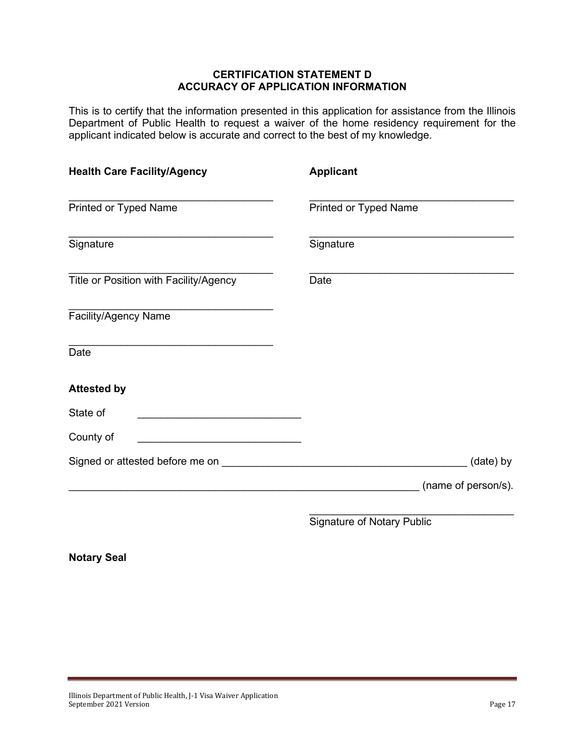## CERTIFICATION STATEMENT D
## ACCURACY OF APPLICATION INFORMATION

This is to certify that the information presented in this application for assistance from the Illinois Department of Public Health to request a waiver of the home residency requirement for the applicant indicated below is accurate and correct to the best of my knowledge.

| **Health Care Facility/Agency** | **Applicant** |
|---|---|
| ___________________________________ | ___________________________________ |
| Printed or Typed Name | Printed or Typed Name |
| ___________________________________ | ___________________________________ |
| Signature | Signature |
| ___________________________________ | ___________________________________ |
| Title or Position with Facility/Agency | Date |
| ___________________________________ | |
| Facility/Agency Name | |
| ___________________________________ | |
| Date | |

**Attested by**

State of ____________________________

County of ____________________________

Signed or attested before me on __________________________________________ (date) by

_____________________________________________________________ (name of person/s).

___________________________________
Signature of Notary Public

**Notary Seal**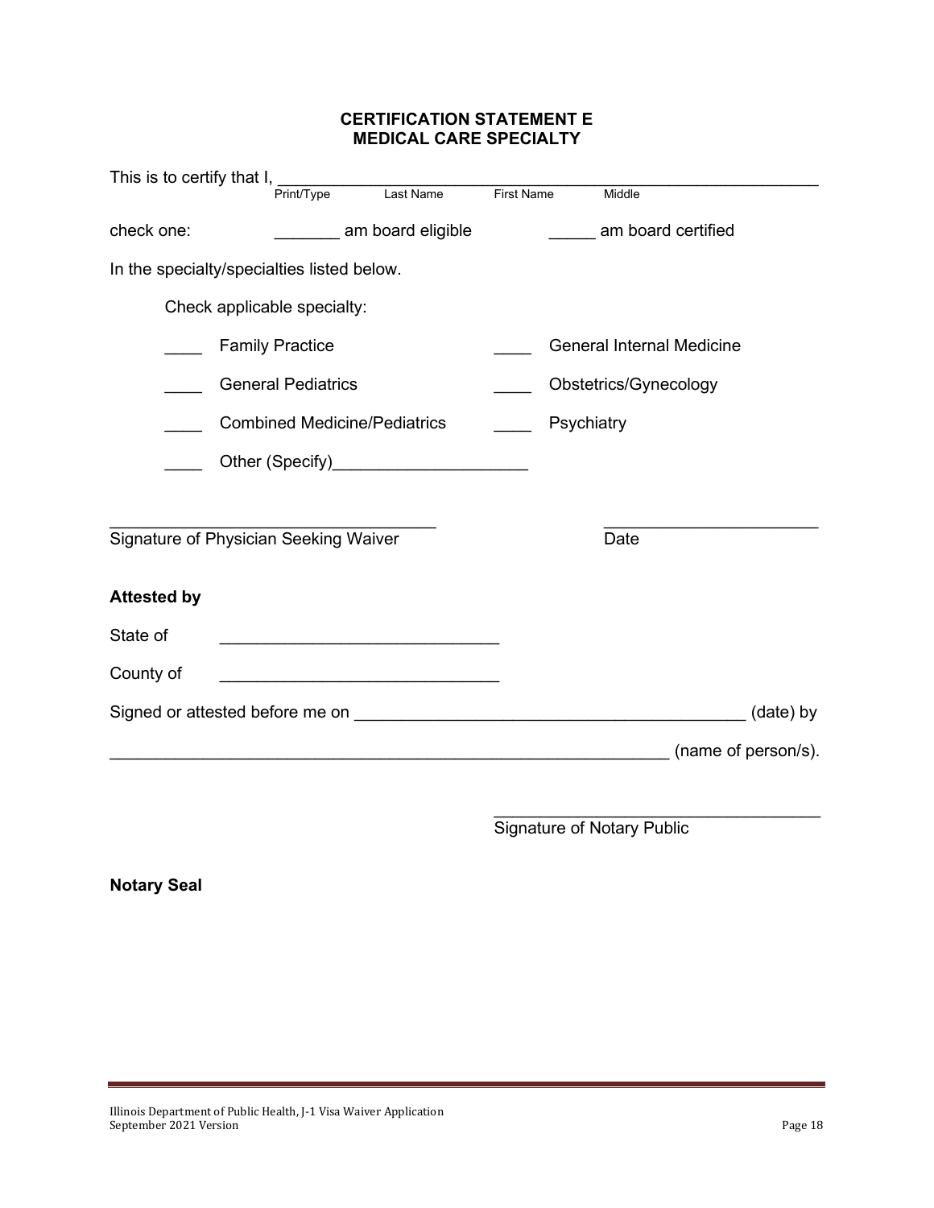## CERTIFICATION STATEMENT E
## MEDICAL CARE SPECIALTY

This is to certify that I, ____________________________________________________________
Print/Type Last Name First Name Middle

check one: _______ am board eligible _____ am board certified

In the specialty/specialties listed below.

Check applicable specialty:

____ Family Practice ____ General Internal Medicine

____ General Pediatrics ____ Obstetrics/Gynecology

____ Combined Medicine/Pediatrics ____ Psychiatry

____ Other (Specify)____________________

___________________________________ ______________________
Signature of Physician Seeking Waiver Date

**Attested by**

State of ______________________________

County of ______________________________

Signed or attested before me on _________________________________________ (date) by

____________________________________________________________ (name of person/s).

___________________________________
Signature of Notary Public

**Notary Seal**

Illinois Department of Public Health, J-1 Visa Waiver Application
September 2021 Version